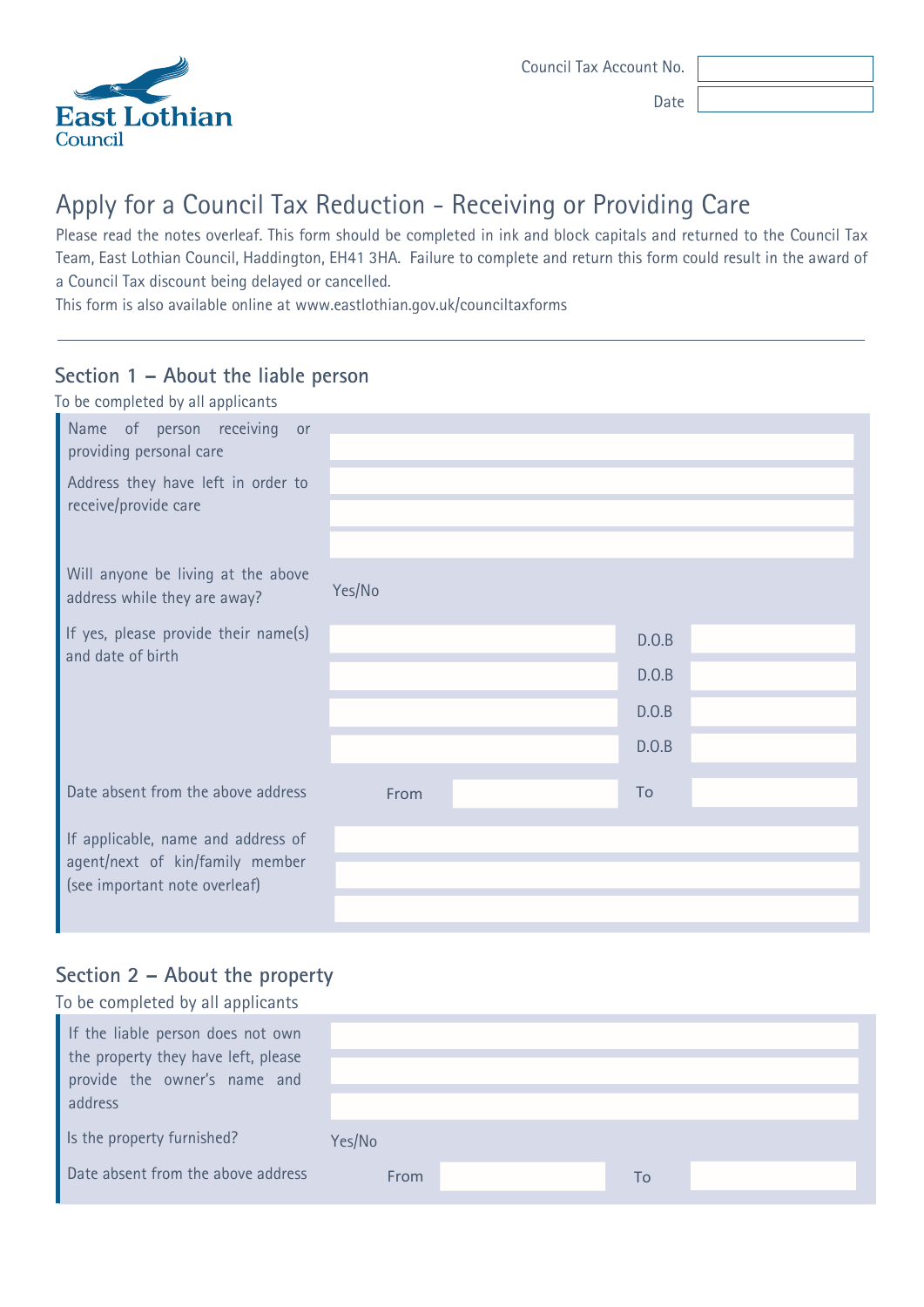East Lothian Council

| Council Tax Account No. | |
|---|---|
| Date | |

# Apply for a Council Tax Reduction - Receiving or Providing Care

Please read the notes overleaf. This form should be completed in ink and block capitals and returned to the Council Tax Team, East Lothian Council, Haddington, EH41 3HA. Failure to complete and return this form could result in the award of a Council Tax discount being delayed or cancelled.

This form is also available online at www.eastlothian.gov.uk/counciltaxforms

## Section 1 – About the liable person

To be completed by all applicants

| | | | | |
|---|---|---|---|---|
| Name of person receiving or providing personal care | | | | |
| Address they have left in order to receive/provide care | | | | |
| Will anyone be living at the above address while they are away? | Yes/No | | | |
| If yes, please provide their name(s) and date of birth | | | D.O.B | |
| | | | D.O.B | |
| | | | D.O.B | |
| | | | D.O.B | |
| Date absent from the above address | From | | To | |
| If applicable, name and address of agent/next of kin/family member (see important note overleaf) | | | | |

## Section 2 – About the property

To be completed by all applicants

| | | | | |
|---|---|---|---|---|
| If the liable person does not own the property they have left, please provide the owner's name and address | | | | |
| Is the property furnished? | Yes/No | | | |
| Date absent from the above address | From | | To | |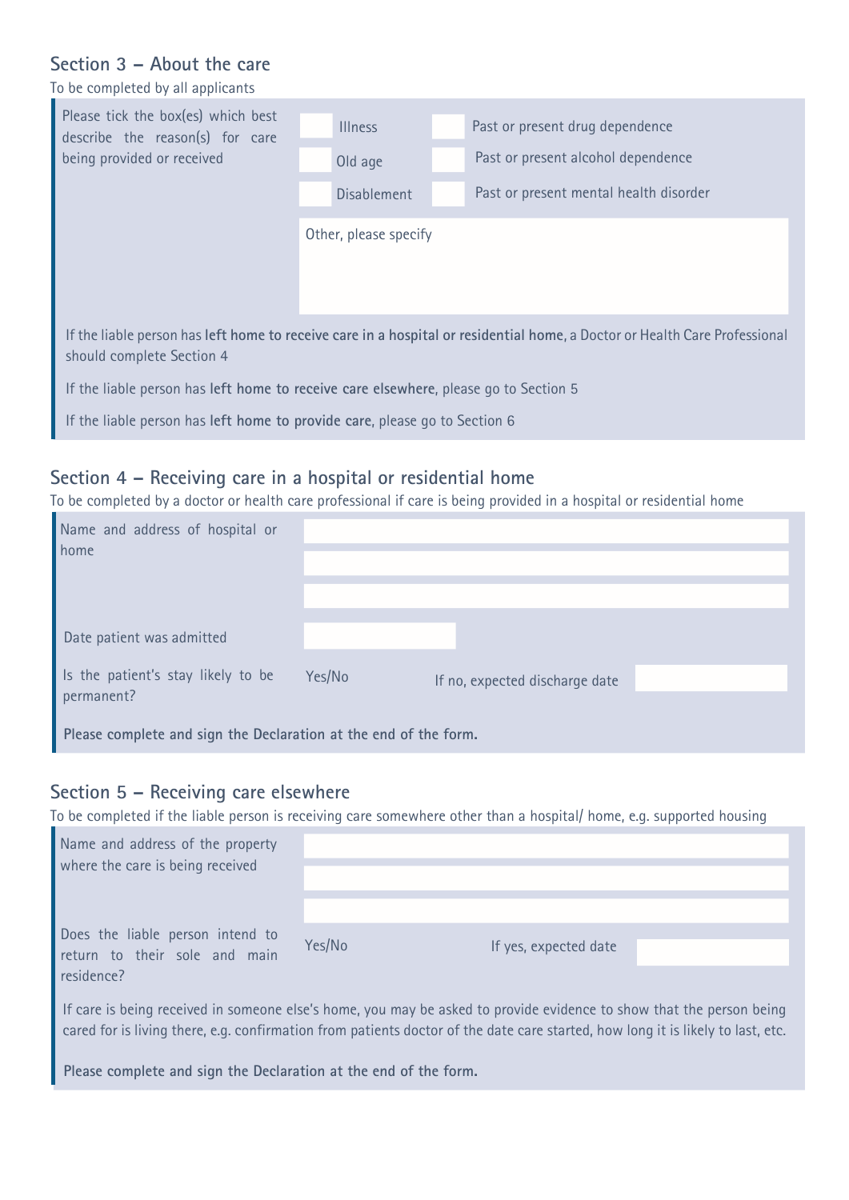## Section 3 – About the care

To be completed by all applicants

Please tick the box(es) which best describe the reason(s) for care being provided or received

| | | | |
|---|---|---|---|
| ☐ | Illness | ☐ | Past or present drug dependence |
| ☐ | Old age | ☐ | Past or present alcohol dependence |
| ☐ | Disablement | ☐ | Past or present mental health disorder |

Other, please specify

If the liable person has **left home to receive care in a hospital or residential home**, a Doctor or Health Care Professional should complete Section 4

If the liable person has **left home to receive care elsewhere**, please go to Section 5

If the liable person has **left home to provide care**, please go to Section 6

## Section 4 – Receiving care in a hospital or residential home

To be completed by a doctor or health care professional if care is being provided in a hospital or residential home

| | | | |
|---|---|---|---|
| Name and address of hospital or home | | | |
| Date patient was admitted | | | |
| Is the patient's stay likely to be permanent? | Yes/No | If no, expected discharge date | |

**Please complete and sign the Declaration at the end of the form.**

## Section 5 – Receiving care elsewhere

To be completed if the liable person is receiving care somewhere other than a hospital/ home, e.g. supported housing

| | | | |
|---|---|---|---|
| Name and address of the property where the care is being received | | | |
| Does the liable person intend to return to their sole and main residence? | Yes/No | If yes, expected date | |

If care is being received in someone else's home, you may be asked to provide evidence to show that the person being cared for is living there, e.g. confirmation from patients doctor of the date care started, how long it is likely to last, etc.

**Please complete and sign the Declaration at the end of the form.**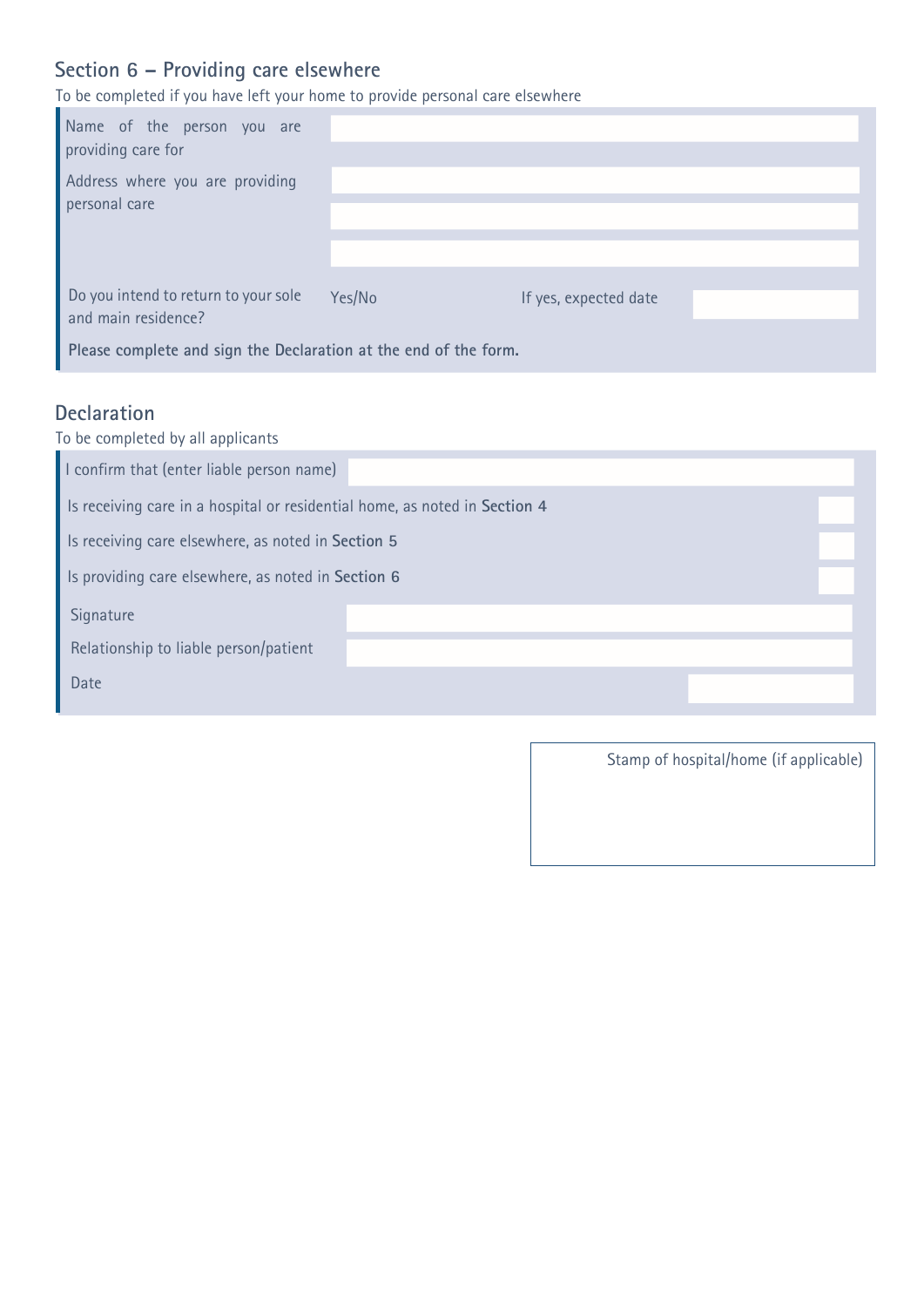## Section 6 – Providing care elsewhere

To be completed if you have left your home to provide personal care elsewhere

| | | | |
|---|---|---|---|
| Name of the person you are providing care for | | | |
| Address where you are providing personal care | | | |
| | | | |
| | | | |
| Do you intend to return to your sole and main residence? | Yes/No | If yes, expected date | |

**Please complete and sign the Declaration at the end of the form.**

## Declaration

To be completed by all applicants

| | |
|---|---|
| I confirm that (enter liable person name) | |
| Is receiving care in a hospital or residential home, as noted in **Section 4** | |
| Is receiving care elsewhere, as noted in **Section 5** | |
| Is providing care elsewhere, as noted in **Section 6** | |
| Signature | |
| Relationship to liable person/patient | |
| Date | |

Stamp of hospital/home (if applicable)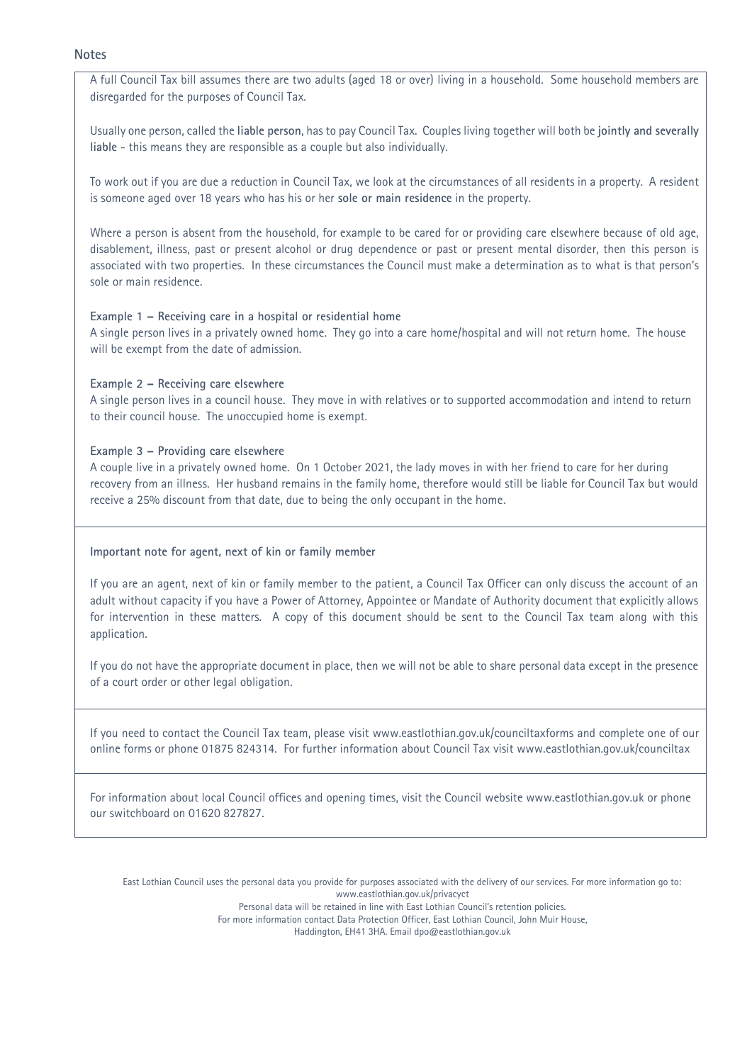## Notes

A full Council Tax bill assumes there are two adults (aged 18 or over) living in a household. Some household members are disregarded for the purposes of Council Tax.

Usually one person, called the **liable person**, has to pay Council Tax. Couples living together will both be **jointly and severally liable** - this means they are responsible as a couple but also individually.

To work out if you are due a reduction in Council Tax, we look at the circumstances of all residents in a property. A resident is someone aged over 18 years who has his or her **sole or main residence** in the property.

Where a person is absent from the household, for example to be cared for or providing care elsewhere because of old age, disablement, illness, past or present alcohol or drug dependence or past or present mental disorder, then this person is associated with two properties. In these circumstances the Council must make a determination as to what is that person's sole or main residence.

**Example 1 – Receiving care in a hospital or residential home**
A single person lives in a privately owned home. They go into a care home/hospital and will not return home. The house will be exempt from the date of admission.

**Example 2 – Receiving care elsewhere**
A single person lives in a council house. They move in with relatives or to supported accommodation and intend to return to their council house. The unoccupied home is exempt.

**Example 3 – Providing care elsewhere**
A couple live in a privately owned home. On 1 October 2021, the lady moves in with her friend to care for her during recovery from an illness. Her husband remains in the family home, therefore would still be liable for Council Tax but would receive a 25% discount from that date, due to being the only occupant in the home.

**Important note for agent, next of kin or family member**

If you are an agent, next of kin or family member to the patient, a Council Tax Officer can only discuss the account of an adult without capacity if you have a Power of Attorney, Appointee or Mandate of Authority document that explicitly allows for intervention in these matters. A copy of this document should be sent to the Council Tax team along with this application.

If you do not have the appropriate document in place, then we will not be able to share personal data except in the presence of a court order or other legal obligation.

If you need to contact the Council Tax team, please visit www.eastlothian.gov.uk/counciltaxforms and complete one of our online forms or phone 01875 824314. For further information about Council Tax visit www.eastlothian.gov.uk/counciltax

For information about local Council offices and opening times, visit the Council website www.eastlothian.gov.uk or phone our switchboard on 01620 827827.

East Lothian Council uses the personal data you provide for purposes associated with the delivery of our services. For more information go to: www.eastlothian.gov.uk/privacyct
Personal data will be retained in line with East Lothian Council's retention policies.
For more information contact Data Protection Officer, East Lothian Council, John Muir House, Haddington, EH41 3HA. Email dpo@eastlothian.gov.uk